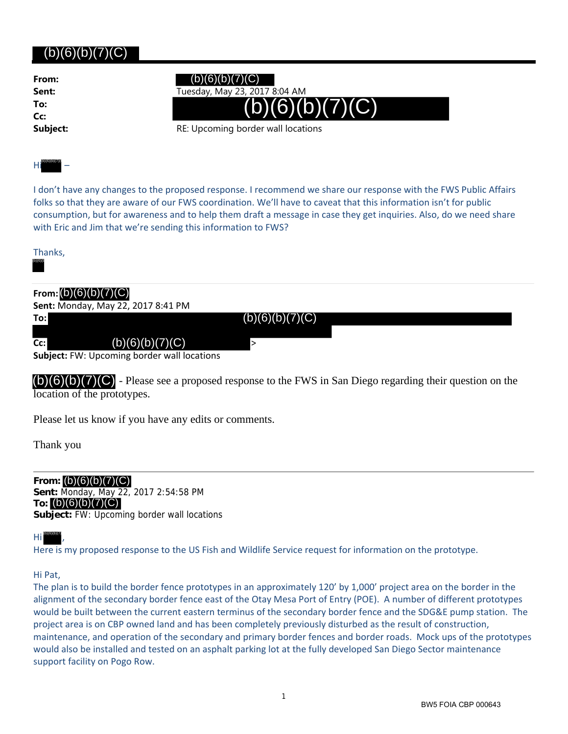# (b)(6)(b)(7)(C)

**From:** (b)(6)(b)(7)(C)
**Sent:** Tuesday, May 23, 2017 8:04 AM
**To:** (b)(6)(b)(7)(C)
**Cc:**
**Subject:** RE: Upcoming border wall locations

Hi (b)(6)(b)(7)(C) –

I don't have any changes to the proposed response. I recommend we share our response with the FWS Public Affairs folks so that they are aware of our FWS coordination. We'll have to caveat that this information isn't for public consumption, but for awareness and to help them draft a message in case they get inquiries. Also, do we need share with Eric and Jim that we're sending this information to FWS?

Thanks,
(b)(6)(b)(7)(C)

---

**From:** (b)(6)(b)(7)(C)
**Sent:** Monday, May 22, 2017 8:41 PM
**To:** (b)(6)(b)(7)(C)
**Cc:** (b)(6)(b)(7)(C) >
**Subject:** FW: Upcoming border wall locations

(b)(6)(b)(7)(C) - Please see a proposed response to the FWS in San Diego regarding their question on the location of the prototypes.

Please let us know if you have any edits or comments.

Thank you

---

**From:** (b)(6)(b)(7)(C)
**Sent:** Monday, May 22, 2017 2:54:58 PM
**To:** (b)(6)(b)(7)(C)
**Subject:** FW: Upcoming border wall locations

Hi (b)(6)(b)(7)(C),
Here is my proposed response to the US Fish and Wildlife Service request for information on the prototype.

Hi Pat,
The plan is to build the border fence prototypes in an approximately 120' by 1,000' project area on the border in the alignment of the secondary border fence east of the Otay Mesa Port of Entry (POE). A number of different prototypes would be built between the current eastern terminus of the secondary border fence and the SDG&E pump station. The project area is on CBP owned land and has been completely previously disturbed as the result of construction, maintenance, and operation of the secondary and primary border fences and border roads. Mock ups of the prototypes would also be installed and tested on an asphalt parking lot at the fully developed San Diego Sector maintenance support facility on Pogo Row.

BW5 FOIA CBP 000643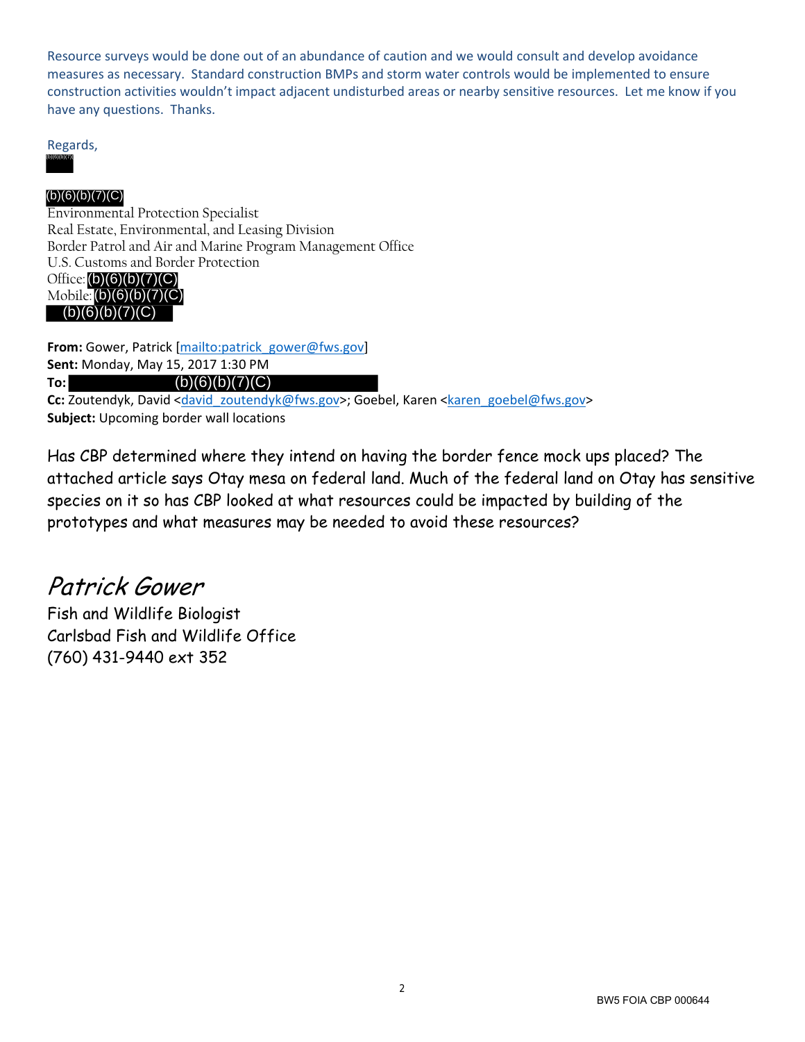Resource surveys would be done out of an abundance of caution and we would consult and develop avoidance measures as necessary. Standard construction BMPs and storm water controls would be implemented to ensure construction activities wouldn't impact adjacent undisturbed areas or nearby sensitive resources. Let me know if you have any questions. Thanks.

Regards,
(b)(6)(b)(7)(C)

(b)(6)(b)(7)(C)
Environmental Protection Specialist
Real Estate, Environmental, and Leasing Division
Border Patrol and Air and Marine Program Management Office
U.S. Customs and Border Protection
Office: (b)(6)(b)(7)(C)
Mobile: (b)(6)(b)(7)(C)
(b)(6)(b)(7)(C)

**From:** Gower, Patrick [mailto:patrick_gower@fws.gov]
**Sent:** Monday, May 15, 2017 1:30 PM
**To:** (b)(6)(b)(7)(C)
**Cc:** Zoutendyk, David <david_zoutendyk@fws.gov>; Goebel, Karen <karen_goebel@fws.gov>
**Subject:** Upcoming border wall locations

Has CBP determined where they intend on having the border fence mock ups placed? The attached article says Otay mesa on federal land. Much of the federal land on Otay has sensitive species on it so has CBP looked at what resources could be impacted by building of the prototypes and what measures may be needed to avoid these resources?

*Patrick Gower*
Fish and Wildlife Biologist
Carlsbad Fish and Wildlife Office
(760) 431-9440 ext 352

BW5 FOIA CBP 000644